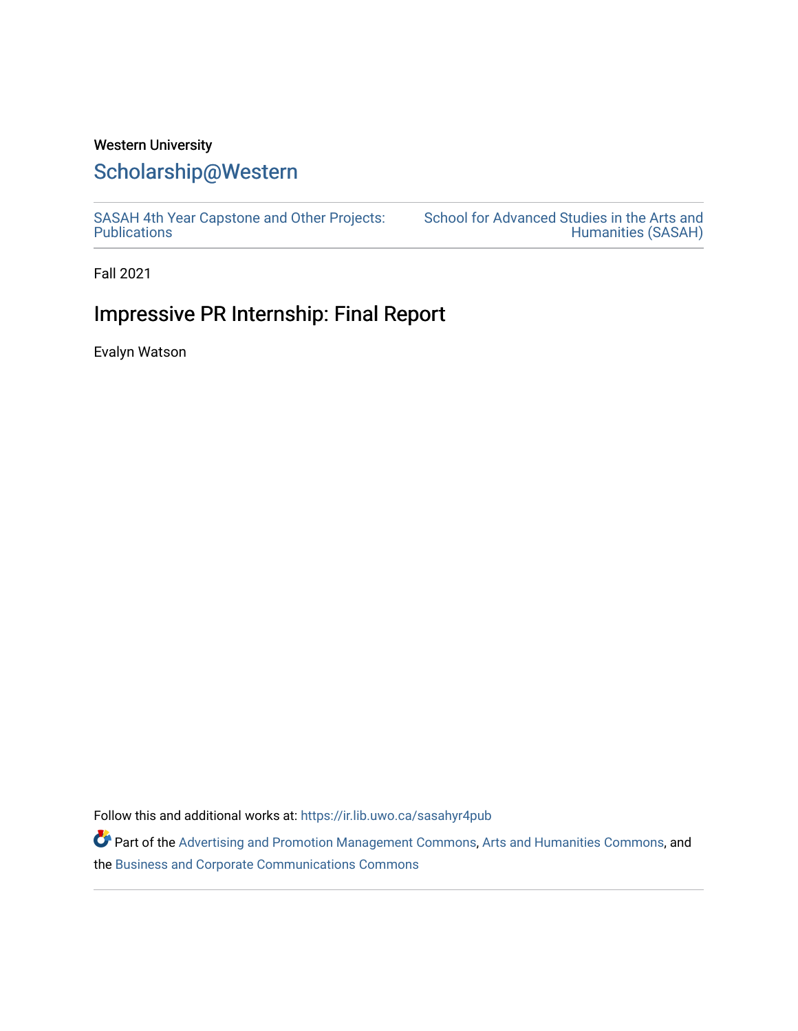Western University

# Scholarship@Western

SASAH 4th Year Capstone and Other Projects: Publications

School for Advanced Studies in the Arts and Humanities (SASAH)

Fall 2021

## Impressive PR Internship: Final Report

Evalyn Watson

Follow this and additional works at: https://ir.lib.uwo.ca/sasahyr4pub

Part of the Advertising and Promotion Management Commons, Arts and Humanities Commons, and the Business and Corporate Communications Commons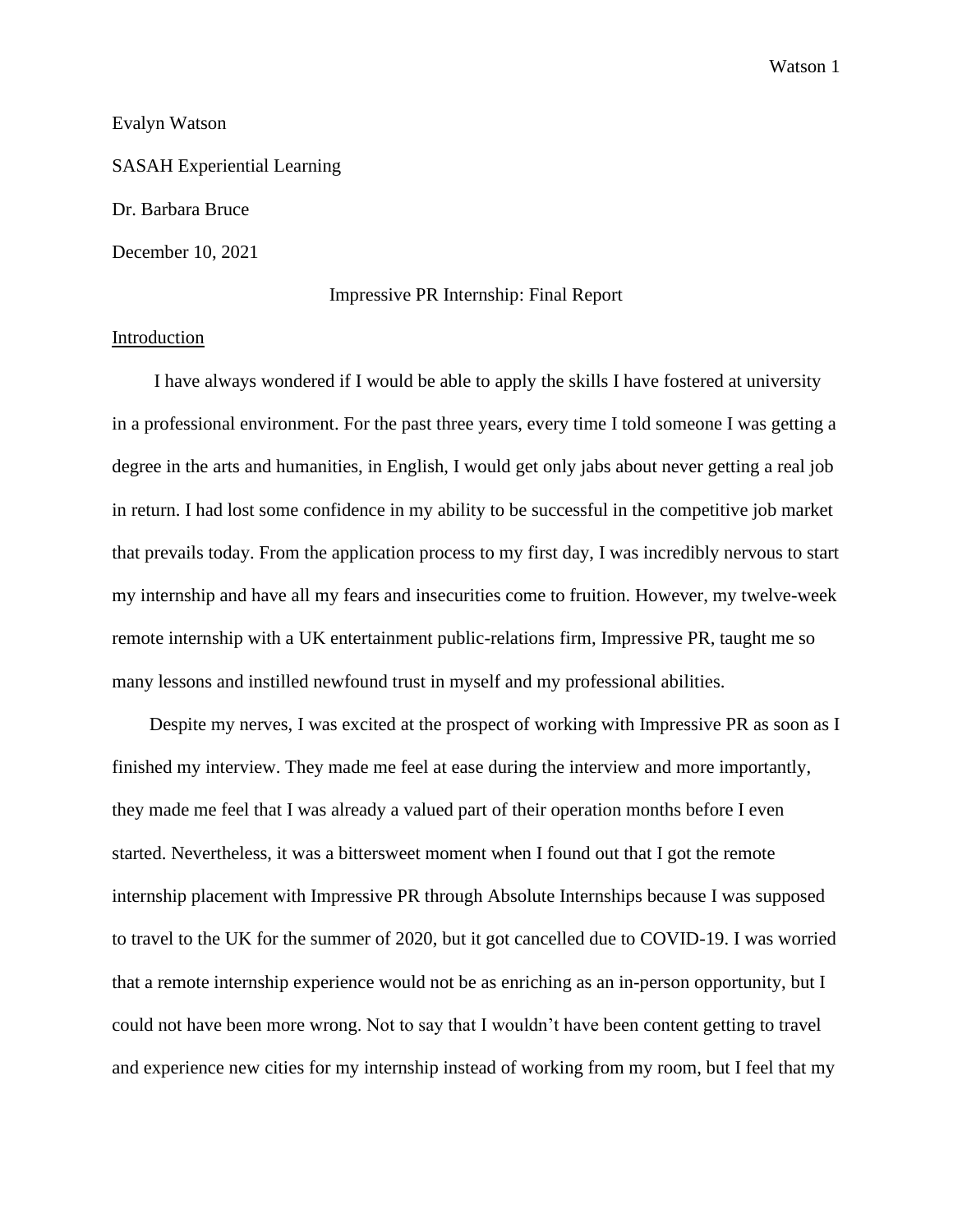Evalyn Watson

SASAH Experiential Learning

Dr. Barbara Bruce

December 10, 2021

# Impressive PR Internship: Final Report

## Introduction

I have always wondered if I would be able to apply the skills I have fostered at university in a professional environment. For the past three years, every time I told someone I was getting a degree in the arts and humanities, in English, I would get only jabs about never getting a real job in return. I had lost some confidence in my ability to be successful in the competitive job market that prevails today. From the application process to my first day, I was incredibly nervous to start my internship and have all my fears and insecurities come to fruition. However, my twelve-week remote internship with a UK entertainment public-relations firm, Impressive PR, taught me so many lessons and instilled newfound trust in myself and my professional abilities.

Despite my nerves, I was excited at the prospect of working with Impressive PR as soon as I finished my interview. They made me feel at ease during the interview and more importantly, they made me feel that I was already a valued part of their operation months before I even started. Nevertheless, it was a bittersweet moment when I found out that I got the remote internship placement with Impressive PR through Absolute Internships because I was supposed to travel to the UK for the summer of 2020, but it got cancelled due to COVID-19. I was worried that a remote internship experience would not be as enriching as an in-person opportunity, but I could not have been more wrong. Not to say that I wouldn't have been content getting to travel and experience new cities for my internship instead of working from my room, but I feel that my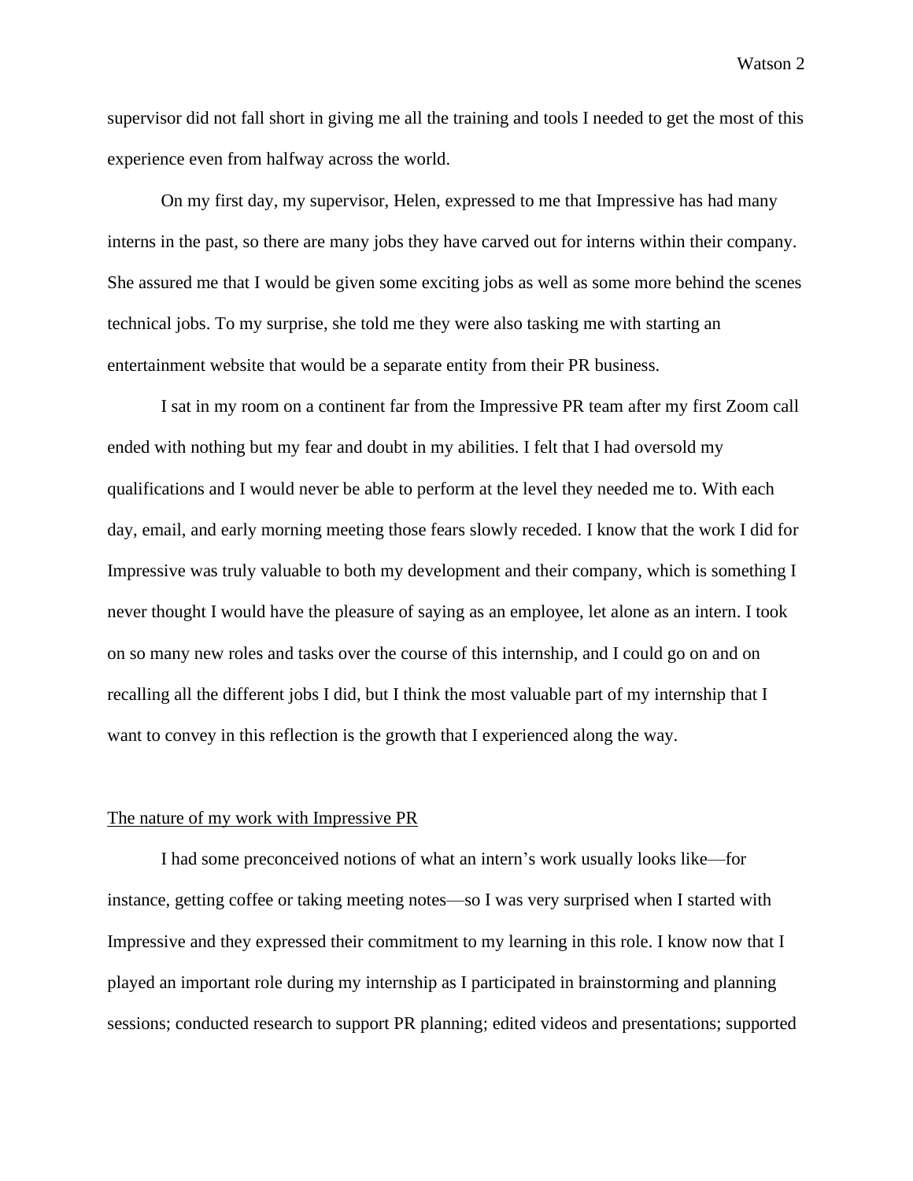supervisor did not fall short in giving me all the training and tools I needed to get the most of this experience even from halfway across the world.

On my first day, my supervisor, Helen, expressed to me that Impressive has had many interns in the past, so there are many jobs they have carved out for interns within their company. She assured me that I would be given some exciting jobs as well as some more behind the scenes technical jobs. To my surprise, she told me they were also tasking me with starting an entertainment website that would be a separate entity from their PR business.

I sat in my room on a continent far from the Impressive PR team after my first Zoom call ended with nothing but my fear and doubt in my abilities. I felt that I had oversold my qualifications and I would never be able to perform at the level they needed me to. With each day, email, and early morning meeting those fears slowly receded. I know that the work I did for Impressive was truly valuable to both my development and their company, which is something I never thought I would have the pleasure of saying as an employee, let alone as an intern. I took on so many new roles and tasks over the course of this internship, and I could go on and on recalling all the different jobs I did, but I think the most valuable part of my internship that I want to convey in this reflection is the growth that I experienced along the way.

<u>The nature of my work with Impressive PR</u>

I had some preconceived notions of what an intern's work usually looks like—for instance, getting coffee or taking meeting notes—so I was very surprised when I started with Impressive and they expressed their commitment to my learning in this role. I know now that I played an important role during my internship as I participated in brainstorming and planning sessions; conducted research to support PR planning; edited videos and presentations; supported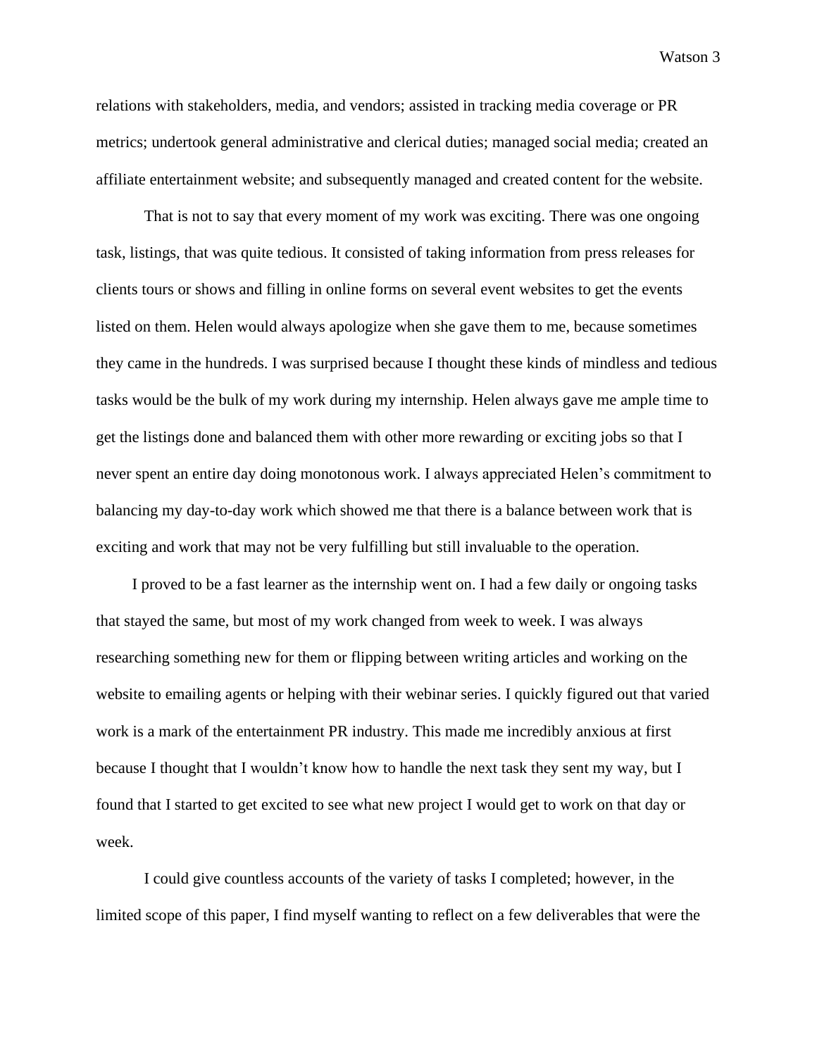relations with stakeholders, media, and vendors; assisted in tracking media coverage or PR metrics; undertook general administrative and clerical duties; managed social media; created an affiliate entertainment website; and subsequently managed and created content for the website.

That is not to say that every moment of my work was exciting. There was one ongoing task, listings, that was quite tedious. It consisted of taking information from press releases for clients tours or shows and filling in online forms on several event websites to get the events listed on them. Helen would always apologize when she gave them to me, because sometimes they came in the hundreds. I was surprised because I thought these kinds of mindless and tedious tasks would be the bulk of my work during my internship. Helen always gave me ample time to get the listings done and balanced them with other more rewarding or exciting jobs so that I never spent an entire day doing monotonous work. I always appreciated Helen's commitment to balancing my day-to-day work which showed me that there is a balance between work that is exciting and work that may not be very fulfilling but still invaluable to the operation.

I proved to be a fast learner as the internship went on. I had a few daily or ongoing tasks that stayed the same, but most of my work changed from week to week. I was always researching something new for them or flipping between writing articles and working on the website to emailing agents or helping with their webinar series. I quickly figured out that varied work is a mark of the entertainment PR industry. This made me incredibly anxious at first because I thought that I wouldn't know how to handle the next task they sent my way, but I found that I started to get excited to see what new project I would get to work on that day or week.

I could give countless accounts of the variety of tasks I completed; however, in the limited scope of this paper, I find myself wanting to reflect on a few deliverables that were the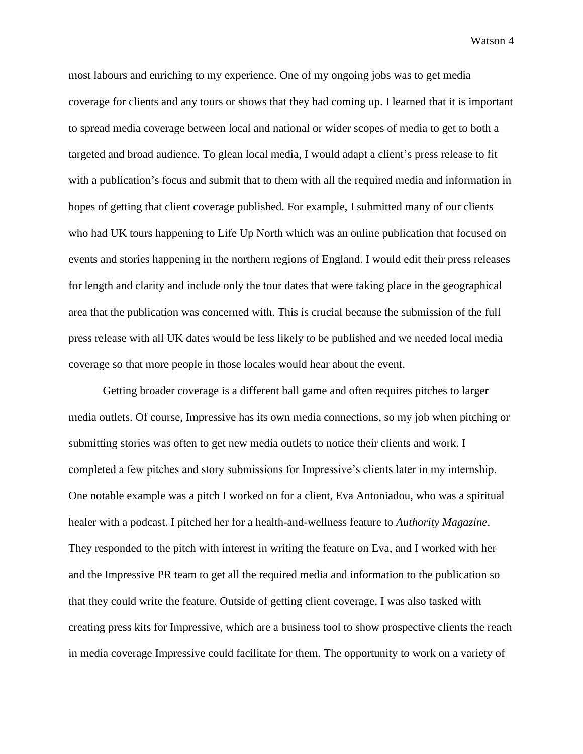most labours and enriching to my experience. One of my ongoing jobs was to get media coverage for clients and any tours or shows that they had coming up. I learned that it is important to spread media coverage between local and national or wider scopes of media to get to both a targeted and broad audience. To glean local media, I would adapt a client's press release to fit with a publication's focus and submit that to them with all the required media and information in hopes of getting that client coverage published. For example, I submitted many of our clients who had UK tours happening to Life Up North which was an online publication that focused on events and stories happening in the northern regions of England. I would edit their press releases for length and clarity and include only the tour dates that were taking place in the geographical area that the publication was concerned with. This is crucial because the submission of the full press release with all UK dates would be less likely to be published and we needed local media coverage so that more people in those locales would hear about the event.

Getting broader coverage is a different ball game and often requires pitches to larger media outlets. Of course, Impressive has its own media connections, so my job when pitching or submitting stories was often to get new media outlets to notice their clients and work. I completed a few pitches and story submissions for Impressive's clients later in my internship. One notable example was a pitch I worked on for a client, Eva Antoniadou, who was a spiritual healer with a podcast. I pitched her for a health-and-wellness feature to *Authority Magazine*. They responded to the pitch with interest in writing the feature on Eva, and I worked with her and the Impressive PR team to get all the required media and information to the publication so that they could write the feature. Outside of getting client coverage, I was also tasked with creating press kits for Impressive, which are a business tool to show prospective clients the reach in media coverage Impressive could facilitate for them. The opportunity to work on a variety of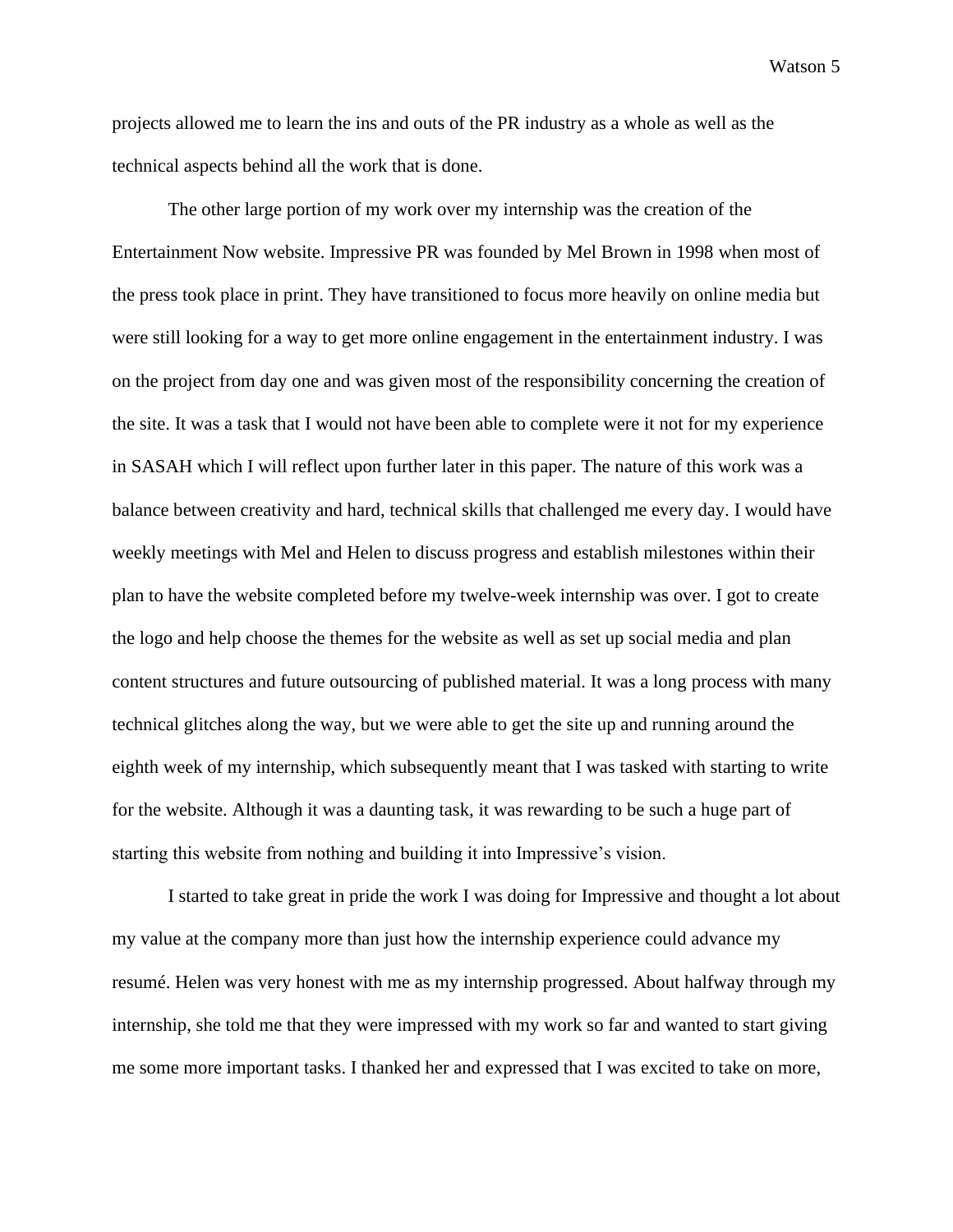projects allowed me to learn the ins and outs of the PR industry as a whole as well as the technical aspects behind all the work that is done.

The other large portion of my work over my internship was the creation of the Entertainment Now website. Impressive PR was founded by Mel Brown in 1998 when most of the press took place in print. They have transitioned to focus more heavily on online media but were still looking for a way to get more online engagement in the entertainment industry. I was on the project from day one and was given most of the responsibility concerning the creation of the site. It was a task that I would not have been able to complete were it not for my experience in SASAH which I will reflect upon further later in this paper. The nature of this work was a balance between creativity and hard, technical skills that challenged me every day. I would have weekly meetings with Mel and Helen to discuss progress and establish milestones within their plan to have the website completed before my twelve-week internship was over. I got to create the logo and help choose the themes for the website as well as set up social media and plan content structures and future outsourcing of published material. It was a long process with many technical glitches along the way, but we were able to get the site up and running around the eighth week of my internship, which subsequently meant that I was tasked with starting to write for the website. Although it was a daunting task, it was rewarding to be such a huge part of starting this website from nothing and building it into Impressive's vision.

I started to take great in pride the work I was doing for Impressive and thought a lot about my value at the company more than just how the internship experience could advance my resumé. Helen was very honest with me as my internship progressed. About halfway through my internship, she told me that they were impressed with my work so far and wanted to start giving me some more important tasks. I thanked her and expressed that I was excited to take on more,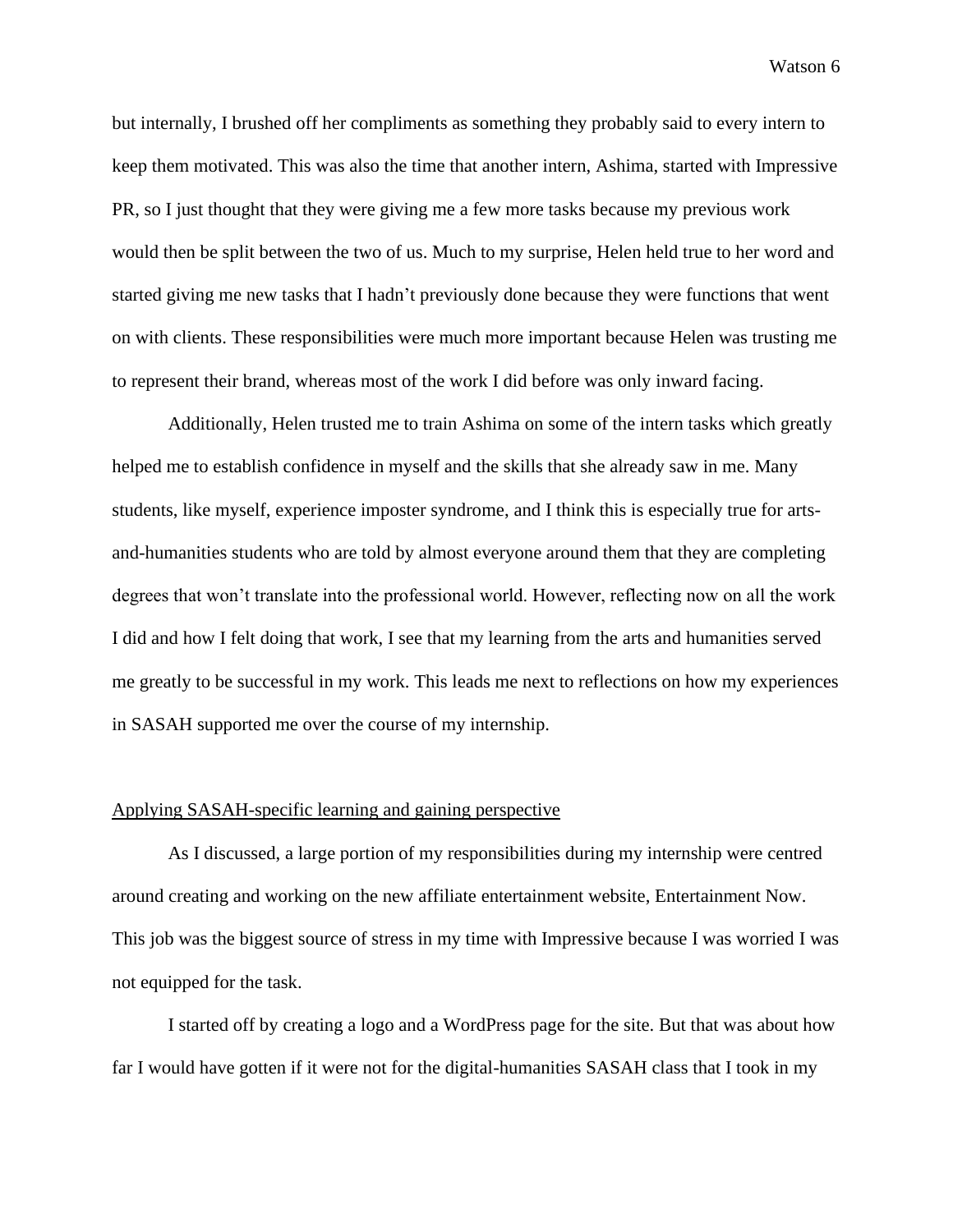but internally, I brushed off her compliments as something they probably said to every intern to keep them motivated. This was also the time that another intern, Ashima, started with Impressive PR, so I just thought that they were giving me a few more tasks because my previous work would then be split between the two of us. Much to my surprise, Helen held true to her word and started giving me new tasks that I hadn't previously done because they were functions that went on with clients. These responsibilities were much more important because Helen was trusting me to represent their brand, whereas most of the work I did before was only inward facing.

Additionally, Helen trusted me to train Ashima on some of the intern tasks which greatly helped me to establish confidence in myself and the skills that she already saw in me. Many students, like myself, experience imposter syndrome, and I think this is especially true for arts-and-humanities students who are told by almost everyone around them that they are completing degrees that won't translate into the professional world. However, reflecting now on all the work I did and how I felt doing that work, I see that my learning from the arts and humanities served me greatly to be successful in my work. This leads me next to reflections on how my experiences in SASAH supported me over the course of my internship.

<u>Applying SASAH-specific learning and gaining perspective</u>

As I discussed, a large portion of my responsibilities during my internship were centred around creating and working on the new affiliate entertainment website, Entertainment Now. This job was the biggest source of stress in my time with Impressive because I was worried I was not equipped for the task.

I started off by creating a logo and a WordPress page for the site. But that was about how far I would have gotten if it were not for the digital-humanities SASAH class that I took in my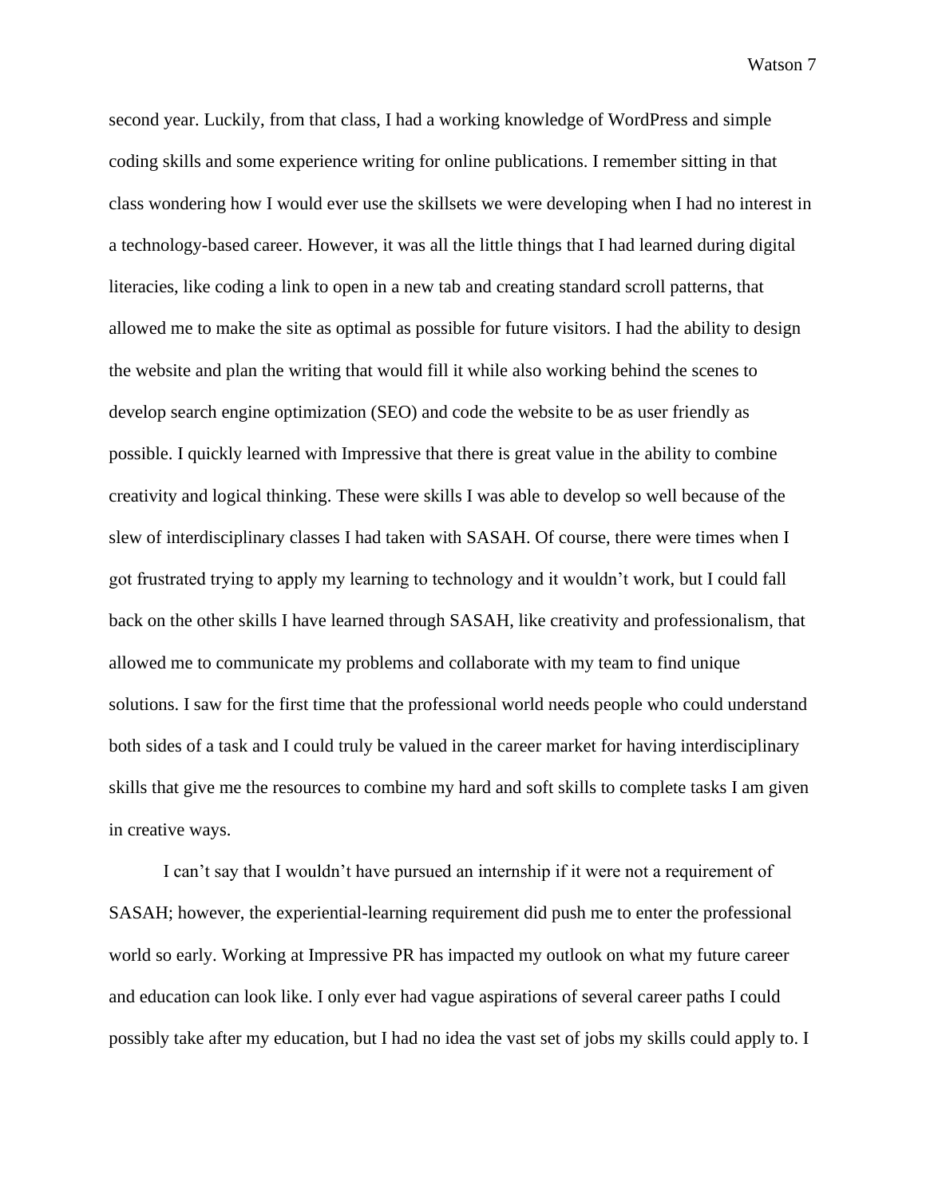second year. Luckily, from that class, I had a working knowledge of WordPress and simple coding skills and some experience writing for online publications. I remember sitting in that class wondering how I would ever use the skillsets we were developing when I had no interest in a technology-based career. However, it was all the little things that I had learned during digital literacies, like coding a link to open in a new tab and creating standard scroll patterns, that allowed me to make the site as optimal as possible for future visitors. I had the ability to design the website and plan the writing that would fill it while also working behind the scenes to develop search engine optimization (SEO) and code the website to be as user friendly as possible. I quickly learned with Impressive that there is great value in the ability to combine creativity and logical thinking. These were skills I was able to develop so well because of the slew of interdisciplinary classes I had taken with SASAH. Of course, there were times when I got frustrated trying to apply my learning to technology and it wouldn't work, but I could fall back on the other skills I have learned through SASAH, like creativity and professionalism, that allowed me to communicate my problems and collaborate with my team to find unique solutions. I saw for the first time that the professional world needs people who could understand both sides of a task and I could truly be valued in the career market for having interdisciplinary skills that give me the resources to combine my hard and soft skills to complete tasks I am given in creative ways.

I can't say that I wouldn't have pursued an internship if it were not a requirement of SASAH; however, the experiential-learning requirement did push me to enter the professional world so early. Working at Impressive PR has impacted my outlook on what my future career and education can look like. I only ever had vague aspirations of several career paths I could possibly take after my education, but I had no idea the vast set of jobs my skills could apply to. I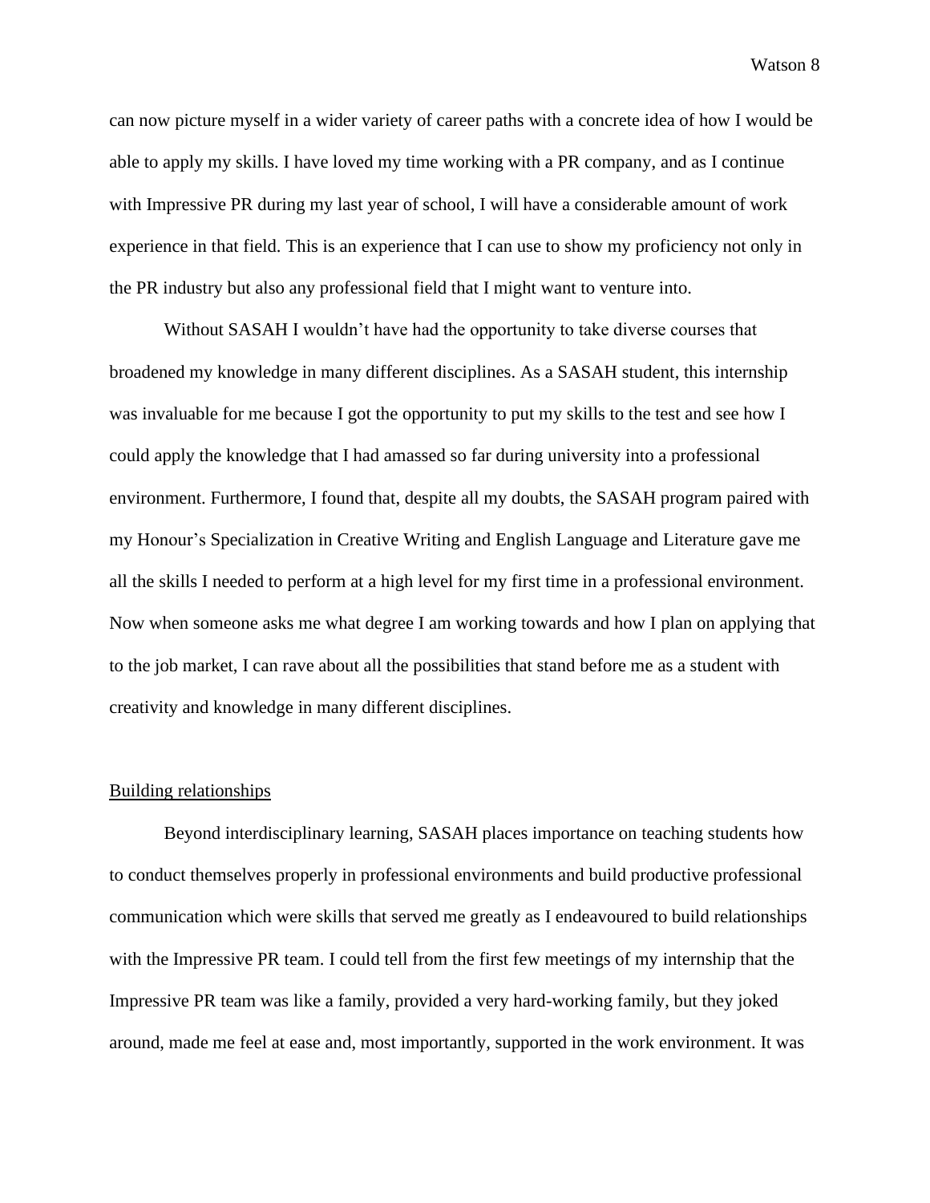can now picture myself in a wider variety of career paths with a concrete idea of how I would be able to apply my skills. I have loved my time working with a PR company, and as I continue with Impressive PR during my last year of school, I will have a considerable amount of work experience in that field. This is an experience that I can use to show my proficiency not only in the PR industry but also any professional field that I might want to venture into.

Without SASAH I wouldn't have had the opportunity to take diverse courses that broadened my knowledge in many different disciplines. As a SASAH student, this internship was invaluable for me because I got the opportunity to put my skills to the test and see how I could apply the knowledge that I had amassed so far during university into a professional environment. Furthermore, I found that, despite all my doubts, the SASAH program paired with my Honour's Specialization in Creative Writing and English Language and Literature gave me all the skills I needed to perform at a high level for my first time in a professional environment. Now when someone asks me what degree I am working towards and how I plan on applying that to the job market, I can rave about all the possibilities that stand before me as a student with creativity and knowledge in many different disciplines.

## Building relationships

Beyond interdisciplinary learning, SASAH places importance on teaching students how to conduct themselves properly in professional environments and build productive professional communication which were skills that served me greatly as I endeavoured to build relationships with the Impressive PR team. I could tell from the first few meetings of my internship that the Impressive PR team was like a family, provided a very hard-working family, but they joked around, made me feel at ease and, most importantly, supported in the work environment. It was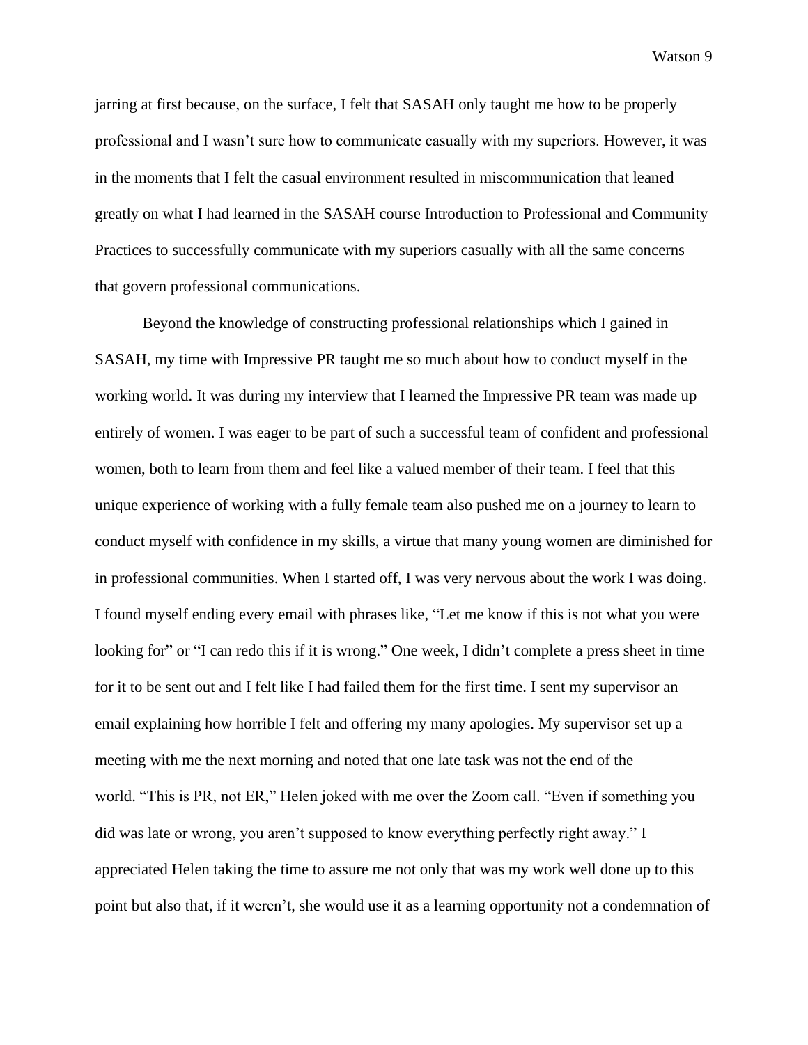jarring at first because, on the surface, I felt that SASAH only taught me how to be properly professional and I wasn't sure how to communicate casually with my superiors. However, it was in the moments that I felt the casual environment resulted in miscommunication that leaned greatly on what I had learned in the SASAH course Introduction to Professional and Community Practices to successfully communicate with my superiors casually with all the same concerns that govern professional communications.

Beyond the knowledge of constructing professional relationships which I gained in SASAH, my time with Impressive PR taught me so much about how to conduct myself in the working world. It was during my interview that I learned the Impressive PR team was made up entirely of women. I was eager to be part of such a successful team of confident and professional women, both to learn from them and feel like a valued member of their team. I feel that this unique experience of working with a fully female team also pushed me on a journey to learn to conduct myself with confidence in my skills, a virtue that many young women are diminished for in professional communities. When I started off, I was very nervous about the work I was doing. I found myself ending every email with phrases like, "Let me know if this is not what you were looking for" or "I can redo this if it is wrong." One week, I didn't complete a press sheet in time for it to be sent out and I felt like I had failed them for the first time. I sent my supervisor an email explaining how horrible I felt and offering my many apologies. My supervisor set up a meeting with me the next morning and noted that one late task was not the end of the world. "This is PR, not ER," Helen joked with me over the Zoom call. "Even if something you did was late or wrong, you aren't supposed to know everything perfectly right away." I appreciated Helen taking the time to assure me not only that was my work well done up to this point but also that, if it weren't, she would use it as a learning opportunity not a condemnation of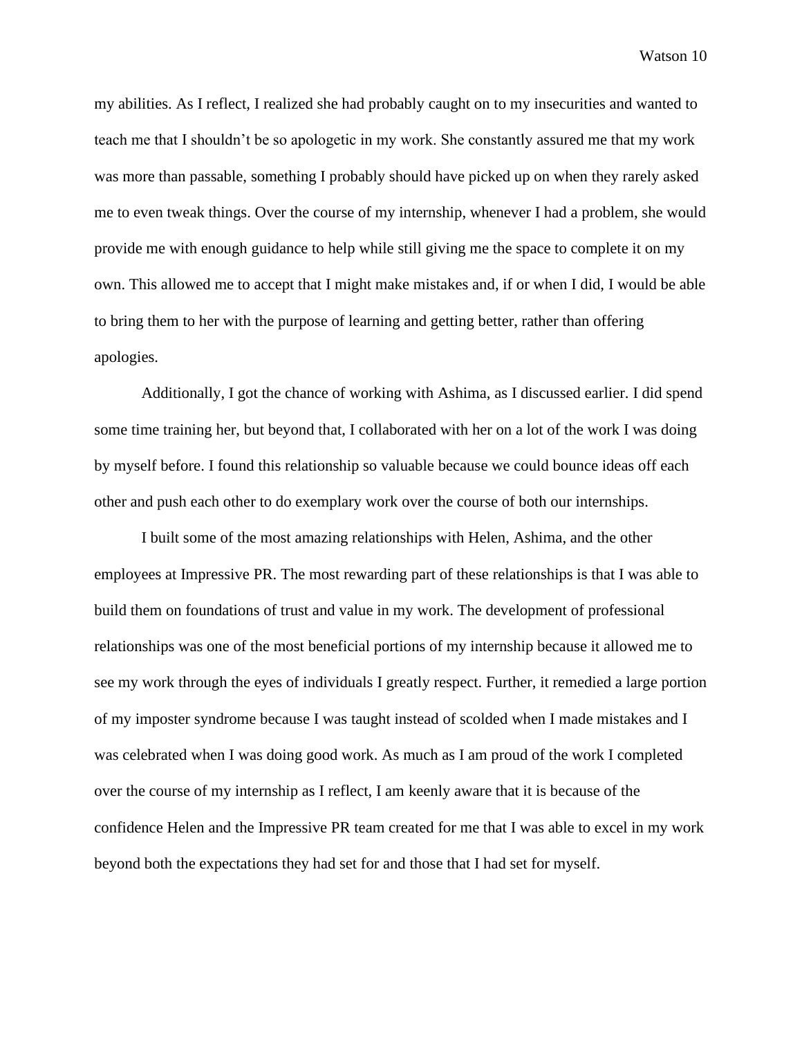my abilities. As I reflect, I realized she had probably caught on to my insecurities and wanted to teach me that I shouldn't be so apologetic in my work. She constantly assured me that my work was more than passable, something I probably should have picked up on when they rarely asked me to even tweak things. Over the course of my internship, whenever I had a problem, she would provide me with enough guidance to help while still giving me the space to complete it on my own. This allowed me to accept that I might make mistakes and, if or when I did, I would be able to bring them to her with the purpose of learning and getting better, rather than offering apologies.

Additionally, I got the chance of working with Ashima, as I discussed earlier. I did spend some time training her, but beyond that, I collaborated with her on a lot of the work I was doing by myself before. I found this relationship so valuable because we could bounce ideas off each other and push each other to do exemplary work over the course of both our internships.

I built some of the most amazing relationships with Helen, Ashima, and the other employees at Impressive PR. The most rewarding part of these relationships is that I was able to build them on foundations of trust and value in my work. The development of professional relationships was one of the most beneficial portions of my internship because it allowed me to see my work through the eyes of individuals I greatly respect. Further, it remedied a large portion of my imposter syndrome because I was taught instead of scolded when I made mistakes and I was celebrated when I was doing good work. As much as I am proud of the work I completed over the course of my internship as I reflect, I am keenly aware that it is because of the confidence Helen and the Impressive PR team created for me that I was able to excel in my work beyond both the expectations they had set for and those that I had set for myself.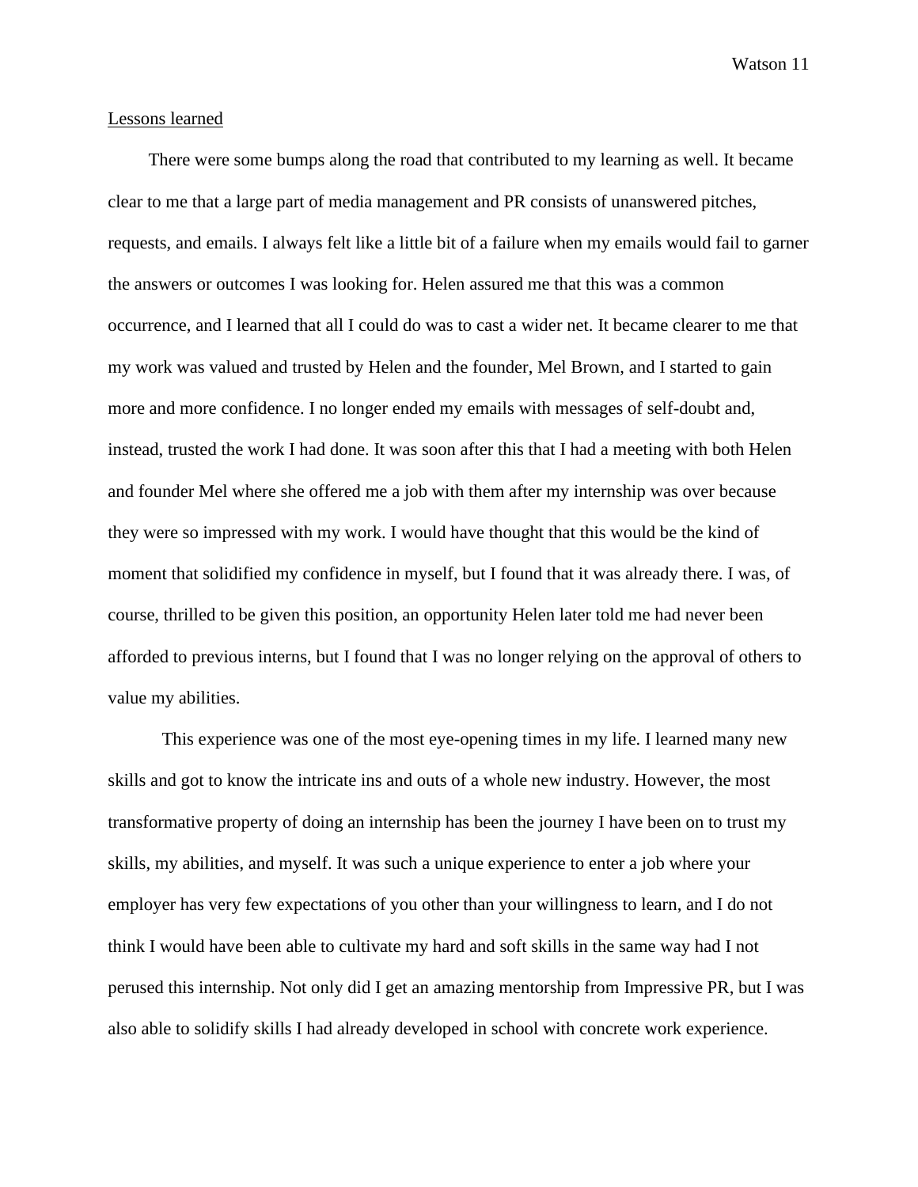Lessons learned

There were some bumps along the road that contributed to my learning as well. It became clear to me that a large part of media management and PR consists of unanswered pitches, requests, and emails. I always felt like a little bit of a failure when my emails would fail to garner the answers or outcomes I was looking for. Helen assured me that this was a common occurrence, and I learned that all I could do was to cast a wider net. It became clearer to me that my work was valued and trusted by Helen and the founder, Mel Brown, and I started to gain more and more confidence. I no longer ended my emails with messages of self-doubt and, instead, trusted the work I had done. It was soon after this that I had a meeting with both Helen and founder Mel where she offered me a job with them after my internship was over because they were so impressed with my work. I would have thought that this would be the kind of moment that solidified my confidence in myself, but I found that it was already there. I was, of course, thrilled to be given this position, an opportunity Helen later told me had never been afforded to previous interns, but I found that I was no longer relying on the approval of others to value my abilities.

This experience was one of the most eye-opening times in my life. I learned many new skills and got to know the intricate ins and outs of a whole new industry. However, the most transformative property of doing an internship has been the journey I have been on to trust my skills, my abilities, and myself. It was such a unique experience to enter a job where your employer has very few expectations of you other than your willingness to learn, and I do not think I would have been able to cultivate my hard and soft skills in the same way had I not perused this internship. Not only did I get an amazing mentorship from Impressive PR, but I was also able to solidify skills I had already developed in school with concrete work experience.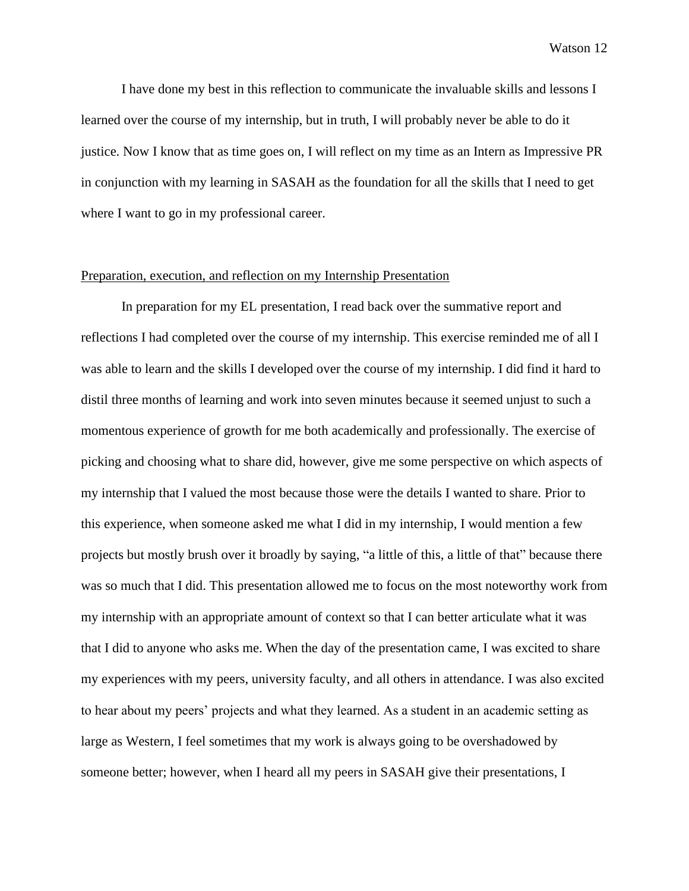I have done my best in this reflection to communicate the invaluable skills and lessons I learned over the course of my internship, but in truth, I will probably never be able to do it justice. Now I know that as time goes on, I will reflect on my time as an Intern as Impressive PR in conjunction with my learning in SASAH as the foundation for all the skills that I need to get where I want to go in my professional career.

<u>Preparation, execution, and reflection on my Internship Presentation</u>

In preparation for my EL presentation, I read back over the summative report and reflections I had completed over the course of my internship. This exercise reminded me of all I was able to learn and the skills I developed over the course of my internship. I did find it hard to distil three months of learning and work into seven minutes because it seemed unjust to such a momentous experience of growth for me both academically and professionally. The exercise of picking and choosing what to share did, however, give me some perspective on which aspects of my internship that I valued the most because those were the details I wanted to share. Prior to this experience, when someone asked me what I did in my internship, I would mention a few projects but mostly brush over it broadly by saying, "a little of this, a little of that" because there was so much that I did. This presentation allowed me to focus on the most noteworthy work from my internship with an appropriate amount of context so that I can better articulate what it was that I did to anyone who asks me. When the day of the presentation came, I was excited to share my experiences with my peers, university faculty, and all others in attendance. I was also excited to hear about my peers' projects and what they learned. As a student in an academic setting as large as Western, I feel sometimes that my work is always going to be overshadowed by someone better; however, when I heard all my peers in SASAH give their presentations, I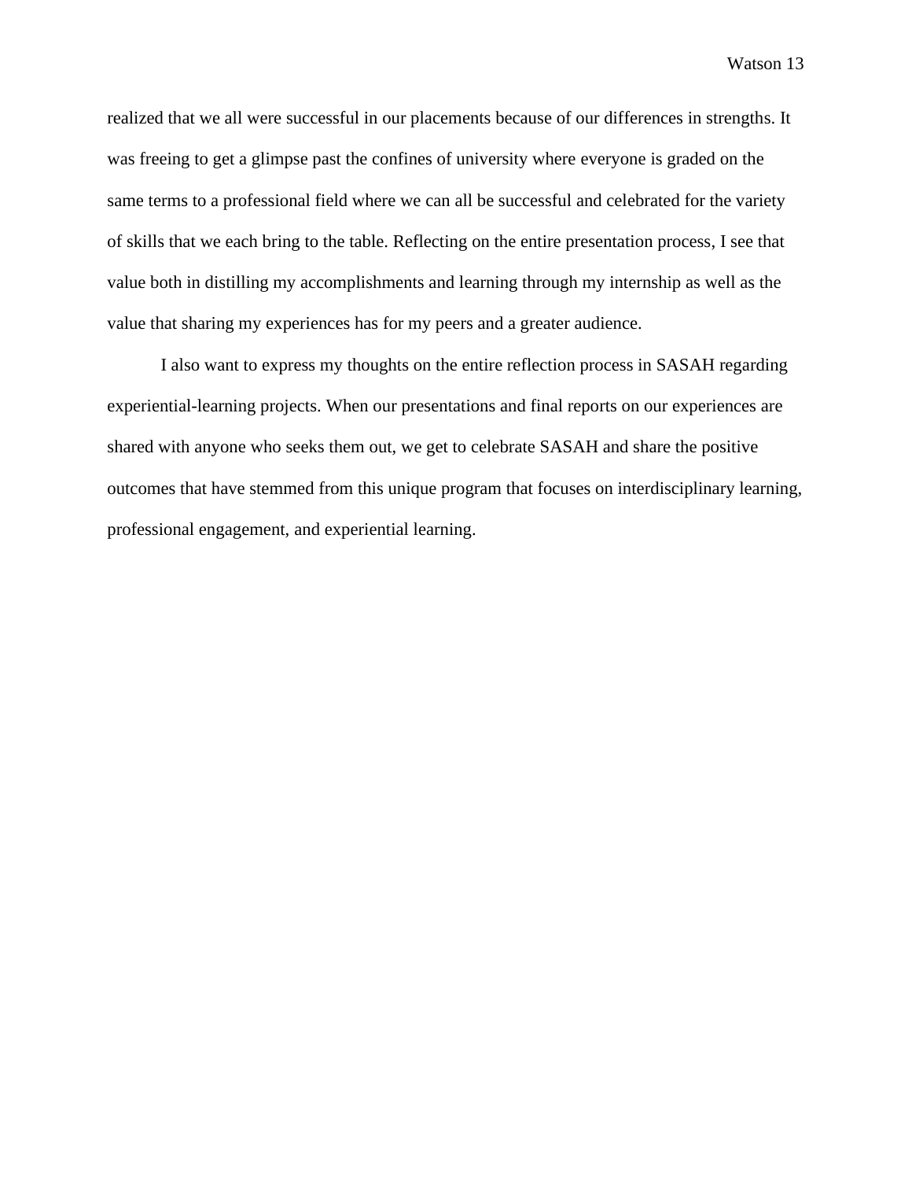realized that we all were successful in our placements because of our differences in strengths. It was freeing to get a glimpse past the confines of university where everyone is graded on the same terms to a professional field where we can all be successful and celebrated for the variety of skills that we each bring to the table. Reflecting on the entire presentation process, I see that value both in distilling my accomplishments and learning through my internship as well as the value that sharing my experiences has for my peers and a greater audience.

I also want to express my thoughts on the entire reflection process in SASAH regarding experiential-learning projects. When our presentations and final reports on our experiences are shared with anyone who seeks them out, we get to celebrate SASAH and share the positive outcomes that have stemmed from this unique program that focuses on interdisciplinary learning, professional engagement, and experiential learning.